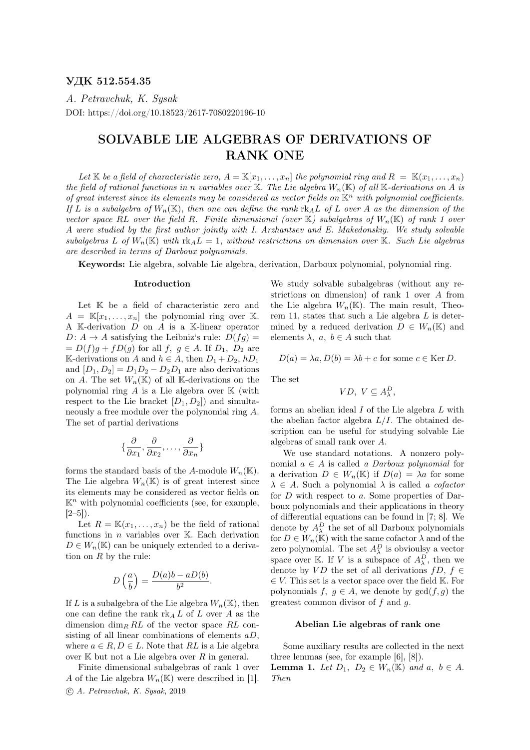УДК 512.554.35

*A. Petravchuk, K. Sysak*

DOI: https://doi.org/10.18523/2617-7080220196-10

# SOLVABLE LIE ALGEBRAS OF DERIVATIONS OF RANK ONE

*Let $\mathbb{K}$ be a field of characteristic zero, $A = \mathbb{K}[x_1, \ldots, x_n]$ the polynomial ring and $R = \mathbb{K}(x_1, \ldots, x_n)$ the field of rational functions in $n$ variables over $\mathbb{K}$. The Lie algebra $W_n(\mathbb{K})$ of all $\mathbb{K}$-derivations on $A$ is of great interest since its elements may be considered as vector fields on $\mathbb{K}^n$ with polynomial coefficients. If $L$ is a subalgebra of $W_n(\mathbb{K})$, then one can define the rank $\mathrm{rk}_A L$ of $L$ over $A$ as the dimension of the vector space $RL$ over the field $R$. Finite dimensional (over $\mathbb{K}$) subalgebras of $W_n(\mathbb{K})$ of rank 1 over $A$ were studied by the first author jointly with I. Arzhantsev and E. Makedonskiy. We study solvable subalgebras $L$ of $W_n(\mathbb{K})$ with $\mathrm{rk}_A L = 1$, without restrictions on dimension over $\mathbb{K}$. Such Lie algebras are described in terms of Darboux polynomials.*

**Keywords:** Lie algebra, solvable Lie algebra, derivation, Darboux polynomial, polynomial ring.

## Introduction

Let $\mathbb{K}$ be a field of characteristic zero and $A = \mathbb{K}[x_1, \ldots, x_n]$ the polynomial ring over $\mathbb{K}$. A $\mathbb{K}$-derivation $D$ on $A$ is a $\mathbb{K}$-linear operator $D\colon A \to A$ satisfying the Leibniz's rule: $D(fg) = D(f)g + fD(g)$ for all $f, g \in A$. If $D_1, D_2$ are $\mathbb{K}$-derivations on $A$ and $h \in A$, then $D_1 + D_2$, $hD_1$ and $[D_1, D_2] = D_1D_2 - D_2D_1$ are also derivations on $A$. The set $W_n(\mathbb{K})$ of all $\mathbb{K}$-derivations on the polynomial ring $A$ is a Lie algebra over $\mathbb{K}$ (with respect to the Lie bracket $[D_1, D_2]$) and simultaneously a free module over the polynomial ring $A$. The set of partial derivations

$$\{\frac{\partial}{\partial x_1}, \frac{\partial}{\partial x_2}, \ldots, \frac{\partial}{\partial x_n}\}$$

forms the standard basis of the $A$-module $W_n(\mathbb{K})$. The Lie algebra $W_n(\mathbb{K})$ is of great interest since its elements may be considered as vector fields on $\mathbb{K}^n$ with polynomial coefficients (see, for example, [2–5]).

Let $R = \mathbb{K}(x_1, \ldots, x_n)$ be the field of rational functions in $n$ variables over $\mathbb{K}$. Each derivation $D \in W_n(\mathbb{K})$ can be uniquely extended to a derivation on $R$ by the rule:

$$D\left(\frac{a}{b}\right) = \frac{D(a)b - aD(b)}{b^2}.$$

If $L$ is a subalgebra of the Lie algebra $W_n(\mathbb{K})$, then one can define the rank $\mathrm{rk}_A L$ of $L$ over $A$ as the dimension $\dim_R RL$ of the vector space $RL$ consisting of all linear combinations of elements $aD$, where $a \in R, D \in L$. Note that $RL$ is a Lie algebra over $\mathbb{K}$ but not a Lie algebra over $R$ in general.

Finite dimensional subalgebras of rank 1 over $A$ of the Lie algebra $W_n(\mathbb{K})$ were described in [1]. We study solvable subalgebras (without any restrictions on dimension) of rank 1 over $A$ from the Lie algebra $W_n(\mathbb{K})$. The main result, Theorem 11, states that such a Lie algebra $L$ is determined by a reduced derivation $D \in W_n(\mathbb{K})$ and elements $\lambda, a, b \in A$ such that

$$D(a) = \lambda a, D(b) = \lambda b + c \text{ for some } c \in \mathrm{Ker}\, D.$$

The set

$$VD, \; V \subseteq A_\lambda^D,$$

forms an abelian ideal $I$ of the Lie algebra $L$ with the abelian factor algebra $L/I$. The obtained description can be useful for studying solvable Lie algebras of small rank over $A$.

We use standard notations. A nonzero polynomial $a \in A$ is called *a Darboux polynomial* for a derivation $D \in W_n(\mathbb{K})$ if $D(a) = \lambda a$ for some $\lambda \in A$. Such a polynomial $\lambda$ is called *a cofactor* for $D$ with respect to $a$. Some properties of Darboux polynomials and their applications in theory of differential equations can be found in [7; 8]. We denote by $A_\lambda^D$ the set of all Darboux polynomials for $D \in W_n(\mathbb{K})$ with the same cofactor $\lambda$ and of the zero polynomial. The set $A_\lambda^D$ is obviously a vector space over $\mathbb{K}$. If $V$ is a subspace of $A_\lambda^D$, then we denote by $VD$ the set of all derivations $fD$, $f \in V$. This set is a vector space over the field $\mathbb{K}$. For polynomials $f, g \in A$, we denote by $\gcd(f, g)$ the greatest common divisor of $f$ and $g$.

## Abelian Lie algebras of rank one

Some auxiliary results are collected in the next three lemmas (see, for example [6], [8]).

**Lemma 1.** *Let $D_1, D_2 \in W_n(\mathbb{K})$ and $a, b \in A$. Then*

© *A. Petravchuk, K. Sysak*, 2019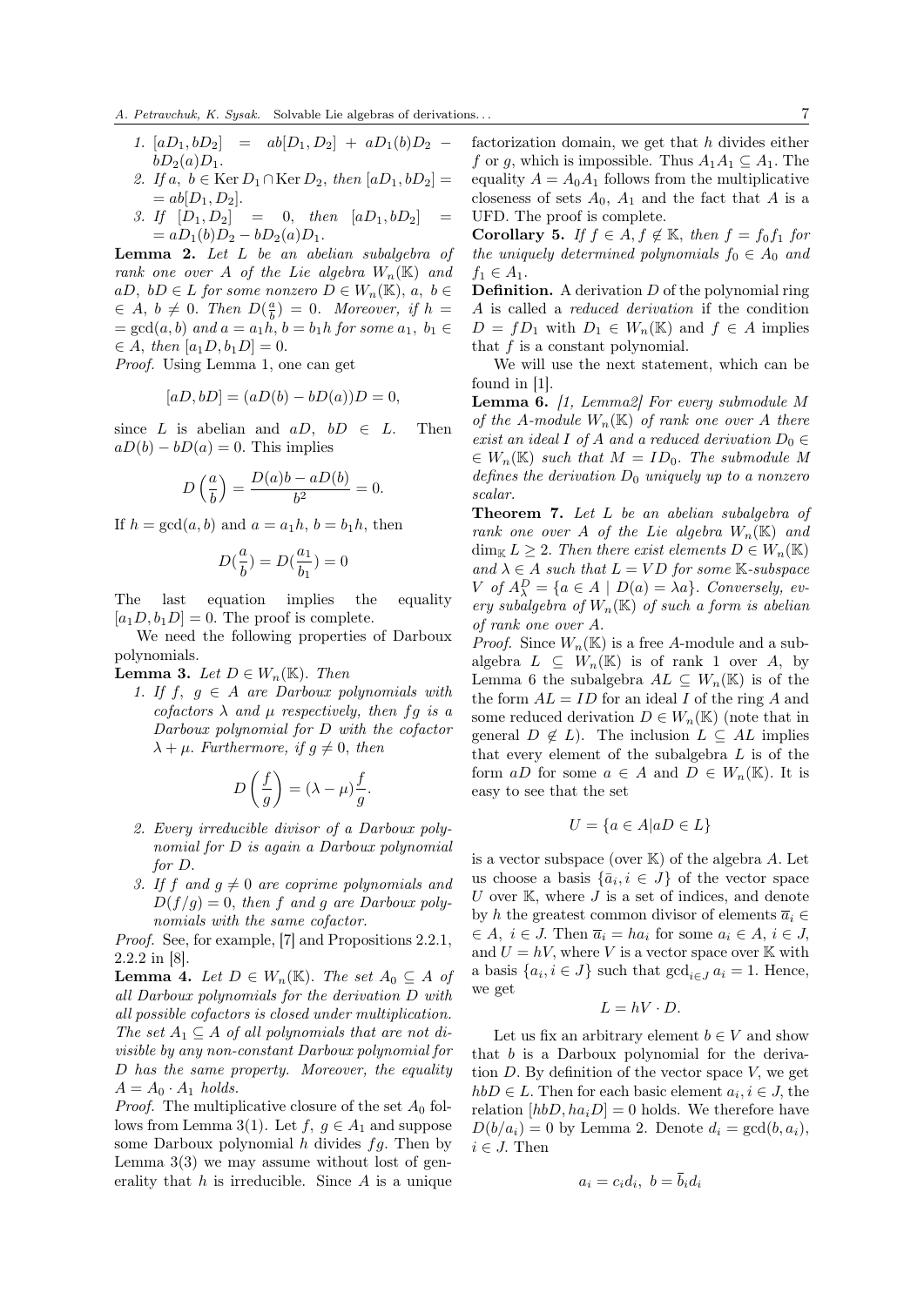1. $[aD_1, bD_2] = ab[D_1, D_2] + aD_1(b)D_2 - bD_2(a)D_1$.
2. If $a, b \in \operatorname{Ker} D_1 \cap \operatorname{Ker} D_2$, then $[aD_1, bD_2] = ab[D_1, D_2]$.
3. If $[D_1, D_2] = 0$, then $[aD_1, bD_2] = aD_1(b)D_2 - bD_2(a)D_1$.

**Lemma 2.** *Let $L$ be an abelian subalgebra of rank one over $A$ of the Lie algebra $W_n(\mathbb{K})$ and $aD$, $bD \in L$ for some nonzero $D \in W_n(\mathbb{K})$, $a$, $b \in A$, $b \neq 0$. Then $D(\frac{a}{b}) = 0$. Moreover, if $h = \gcd(a, b)$ and $a = a_1 h$, $b = b_1 h$ for some $a_1$, $b_1 \in A$, then $[a_1 D, b_1 D] = 0$.*

*Proof.* Using Lemma 1, one can get

$$[aD, bD] = (aD(b) - bD(a))D = 0,$$

since $L$ is abelian and $aD$, $bD \in L$. Then $aD(b) - bD(a) = 0$. This implies

$$D\left(\frac{a}{b}\right) = \frac{D(a)b - aD(b)}{b^2} = 0.$$

If $h = \gcd(a, b)$ and $a = a_1 h$, $b = b_1 h$, then

$$D\left(\frac{a}{b}\right) = D\left(\frac{a_1}{b_1}\right) = 0$$

The last equation implies the equality $[a_1 D, b_1 D] = 0$. The proof is complete.

We need the following properties of Darboux polynomials.

**Lemma 3.** *Let $D \in W_n(\mathbb{K})$. Then*

1. *If $f$, $g \in A$ are Darboux polynomials with cofactors $\lambda$ and $\mu$ respectively, then $fg$ is a Darboux polynomial for $D$ with the cofactor $\lambda + \mu$. Furthermore, if $g \neq 0$, then*
$$D\left(\frac{f}{g}\right) = (\lambda - \mu)\frac{f}{g}.$$
2. *Every irreducible divisor of a Darboux polynomial for $D$ is again a Darboux polynomial for $D$.*
3. *If $f$ and $g \neq 0$ are coprime polynomials and $D(f/g) = 0$, then $f$ and $g$ are Darboux polynomials with the same cofactor.*

*Proof.* See, for example, [7] and Propositions 2.2.1, 2.2.2 in [8].

**Lemma 4.** *Let $D \in W_n(\mathbb{K})$. The set $A_0 \subseteq A$ of all Darboux polynomials for the derivation $D$ with all possible cofactors is closed under multiplication. The set $A_1 \subseteq A$ of all polynomials that are not divisible by any non-constant Darboux polynomial for $D$ has the same property. Moreover, the equality $A = A_0 \cdot A_1$ holds.*

*Proof.* The multiplicative closure of the set $A_0$ follows from Lemma 3(1). Let $f$, $g \in A_1$ and suppose some Darboux polynomial $h$ divides $fg$. Then by Lemma 3(3) we may assume without lost of generality that $h$ is irreducible. Since $A$ is a unique factorization domain, we get that $h$ divides either $f$ or $g$, which is impossible. Thus $A_1 A_1 \subseteq A_1$. The equality $A = A_0 A_1$ follows from the multiplicative closeness of sets $A_0$, $A_1$ and the fact that $A$ is a UFD. The proof is complete.

**Corollary 5.** *If $f \in A, f \notin \mathbb{K}$, then $f = f_0 f_1$ for the uniquely determined polynomials $f_0 \in A_0$ and $f_1 \in A_1$.*

**Definition.** A derivation $D$ of the polynomial ring $A$ is called a *reduced derivation* if the condition $D = fD_1$ with $D_1 \in W_n(\mathbb{K})$ and $f \in A$ implies that $f$ is a constant polynomial.

We will use the next statement, which can be found in [1].

**Lemma 6.** *[1, Lemma2] For every submodule $M$ of the $A$-module $W_n(\mathbb{K})$ of rank one over $A$ there exist an ideal $I$ of $A$ and a reduced derivation $D_0 \in W_n(\mathbb{K})$ such that $M = ID_0$. The submodule $M$ defines the derivation $D_0$ uniquely up to a nonzero scalar.*

**Theorem 7.** *Let $L$ be an abelian subalgebra of rank one over $A$ of the Lie algebra $W_n(\mathbb{K})$ and $\dim_{\mathbb{K}} L \geq 2$. Then there exist elements $D \in W_n(\mathbb{K})$ and $\lambda \in A$ such that $L = VD$ for some $\mathbb{K}$-subspace $V$ of $A^D_\lambda = \{a \in A \mid D(a) = \lambda a\}$. Conversely, every subalgebra of $W_n(\mathbb{K})$ of such a form is abelian of rank one over $A$.*

*Proof.* Since $W_n(\mathbb{K})$ is a free $A$-module and a subalgebra $L \subseteq W_n(\mathbb{K})$ is of rank 1 over $A$, by Lemma 6 the subalgebra $AL \subseteq W_n(\mathbb{K})$ is of the the form $AL = ID$ for an ideal $I$ of the ring $A$ and some reduced derivation $D \in W_n(\mathbb{K})$ (note that in general $D \notin L$). The inclusion $L \subseteq AL$ implies that every element of the subalgebra $L$ is of the form $aD$ for some $a \in A$ and $D \in W_n(\mathbb{K})$. It is easy to see that the set

$$U = \{a \in A | aD \in L\}$$

is a vector subspace (over $\mathbb{K}$) of the algebra $A$. Let us choose a basis $\{\overline{a}_i, i \in J\}$ of the vector space $U$ over $\mathbb{K}$, where $J$ is a set of indices, and denote by $h$ the greatest common divisor of elements $\overline{a}_i \in A$, $i \in J$. Then $\overline{a}_i = ha_i$ for some $a_i \in A$, $i \in J$, and $U = hV$, where $V$ is a vector space over $\mathbb{K}$ with a basis $\{a_i, i \in J\}$ such that $\gcd_{i \in J} a_i = 1$. Hence, we get

$$L = hV \cdot D.$$

Let us fix an arbitrary element $b \in V$ and show that $b$ is a Darboux polynomial for the derivation $D$. By definition of the vector space $V$, we get $hbD \in L$. Then for each basic element $a_i, i \in J$, the relation $[hbD, ha_i D] = 0$ holds. We therefore have $D(b/a_i) = 0$ by Lemma 2. Denote $d_i = \gcd(b, a_i)$, $i \in J$. Then

$$a_i = c_i d_i, \ b = \overline{b}_i d_i$$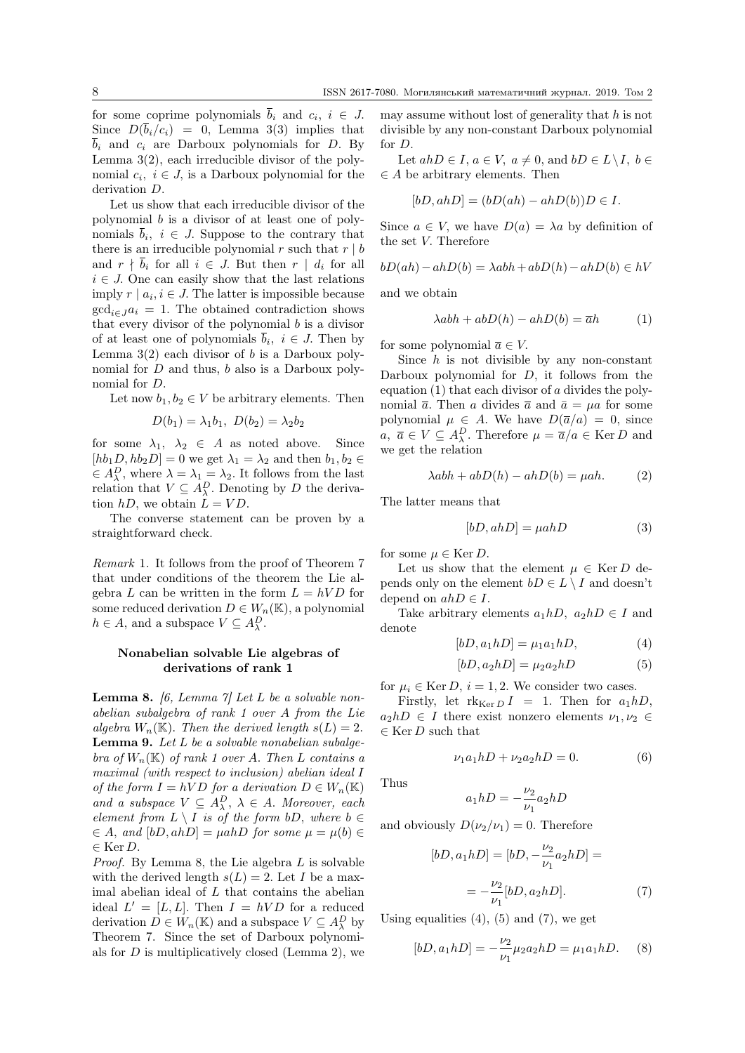for some coprime polynomials $\overline{b}_i$ and $c_i$, $i \in J$. Since $D(\overline{b}_i/c_i) = 0$, Lemma 3(3) implies that $\overline{b}_i$ and $c_i$ are Darboux polynomials for $D$. By Lemma 3(2), each irreducible divisor of the polynomial $c_i$, $i \in J$, is a Darboux polynomial for the derivation $D$.

Let us show that each irreducible divisor of the polynomial $b$ is a divisor of at least one of polynomials $\overline{b}_i$, $i \in J$. Suppose to the contrary that there is an irreducible polynomial $r$ such that $r \mid b$ and $r \nmid \overline{b}_i$ for all $i \in J$. But then $r \mid d_i$ for all $i \in J$. One can easily show that the last relations imply $r \mid a_i, i \in J$. The latter is impossible because $\gcd_{i \in J} a_i = 1$. The obtained contradiction shows that every divisor of the polynomial $b$ is a divisor of at least one of polynomials $\overline{b}_i$, $i \in J$. Then by Lemma 3(2) each divisor of $b$ is a Darboux polynomial for $D$ and thus, $b$ also is a Darboux polynomial for $D$.

Let now $b_1, b_2 \in V$ be arbitrary elements. Then

$$D(b_1) = \lambda_1 b_1, \ D(b_2) = \lambda_2 b_2$$

for some $\lambda_1, \ \lambda_2 \in A$ as noted above. Since $[hb_1D, hb_2D] = 0$ we get $\lambda_1 = \lambda_2$ and then $b_1, b_2 \in A_\lambda^D$, where $\lambda = \lambda_1 = \lambda_2$. It follows from the last relation that $V \subseteq A_\lambda^D$. Denoting by $D$ the derivation $hD$, we obtain $L = VD$.

The converse statement can be proven by a straightforward check.

*Remark* 1. It follows from the proof of Theorem 7 that under conditions of the theorem the Lie algebra $L$ can be written in the form $L = hVD$ for some reduced derivation $D \in W_n(\mathbb{K})$, a polynomial $h \in A$, and a subspace $V \subseteq A_\lambda^D$.

## Nonabelian solvable Lie algebras of derivations of rank 1

**Lemma 8.** *[6, Lemma 7] Let $L$ be a solvable nonabelian subalgebra of rank 1 over $A$ from the Lie algebra $W_n(\mathbb{K})$. Then the derived length $s(L) = 2$.*

**Lemma 9.** *Let $L$ be a solvable nonabelian subalgebra of $W_n(\mathbb{K})$ of rank 1 over $A$. Then $L$ contains a maximal (with respect to inclusion) abelian ideal $I$ of the form $I = hVD$ for a derivation $D \in W_n(\mathbb{K})$ and a subspace $V \subseteq A_\lambda^D$, $\lambda \in A$. Moreover, each element from $L \setminus I$ is of the form $bD$, where $b \in A$, and $[bD, ahD] = \mu ahD$ for some $\mu = \mu(b) \in \operatorname{Ker} D$.*

*Proof.* By Lemma 8, the Lie algebra $L$ is solvable with the derived length $s(L) = 2$. Let $I$ be a maximal abelian ideal of $L$ that contains the abelian ideal $L' = [L, L]$. Then $I = hVD$ for a reduced derivation $D \in W_n(\mathbb{K})$ and a subspace $V \subseteq A_\lambda^D$ by Theorem 7. Since the set of Darboux polynomials for $D$ is multiplicatively closed (Lemma 2), we may assume without lost of generality that $h$ is not divisible by any non-constant Darboux polynomial for $D$.

Let $ahD \in I$, $a \in V$, $a \neq 0$, and $bD \in L \setminus I$, $b \in A$ be arbitrary elements. Then

$$[bD, ahD] = (bD(ah) - ahD(b))D \in I.$$

Since $a \in V$, we have $D(a) = \lambda a$ by definition of the set $V$. Therefore

$$bD(ah) - ahD(b) = \lambda abh + abD(h) - ahD(b) \in hV$$

and we obtain

$$\lambda abh + abD(h) - ahD(b) = \overline{a}h \tag{1}$$

for some polynomial $\overline{a} \in V$.

Since $h$ is not divisible by any non-constant Darboux polynomial for $D$, it follows from the equation (1) that each divisor of $a$ divides the polynomial $\overline{a}$. Then $a$ divides $\overline{a}$ and $\bar{a} = \mu a$ for some polynomial $\mu \in A$. We have $D(\overline{a}/a) = 0$, since $a, \ \overline{a} \in V \subseteq A_\lambda^D$. Therefore $\mu = \overline{a}/a \in \operatorname{Ker} D$ and we get the relation

$$\lambda abh + abD(h) - ahD(b) = \mu ah. \tag{2}$$

The latter means that

$$[bD, ahD] = \mu ahD \tag{3}$$

for some $\mu \in \operatorname{Ker} D$.

Let us show that the element $\mu \in \operatorname{Ker} D$ depends only on the element $bD \in L \setminus I$ and doesn't depend on $ahD \in I$.

Take arbitrary elements $a_1hD, \ a_2hD \in I$ and denote

$$[bD, a_1hD] = \mu_1 a_1 hD, \tag{4}$$

$$[bD, a_2hD] = \mu_2 a_2 hD \tag{5}$$

for $\mu_i \in \operatorname{Ker} D$, $i = 1, 2$. We consider two cases.

Firstly, let $\operatorname{rk}_{\operatorname{Ker} D} I = 1$. Then for $a_1hD$, $a_2hD \in I$ there exist nonzero elements $\nu_1, \nu_2 \in \operatorname{Ker} D$ such that

$$\nu_1 a_1 hD + \nu_2 a_2 hD = 0. \tag{6}$$

Thus

$$a_1hD = -\frac{\nu_2}{\nu_1} a_2 hD$$

and obviously $D(\nu_2/\nu_1) = 0$. Therefore

$$[bD, a_1hD] = [bD, -\frac{\nu_2}{\nu_1} a_2 hD] =$$

$$= -\frac{\nu_2}{\nu_1}[bD, a_2hD]. \tag{7}$$

Using equalities (4), (5) and (7), we get

$$[bD, a_1hD] = -\frac{\nu_2}{\nu_1}\mu_2 a_2 hD = \mu_1 a_1 hD. \tag{8}$$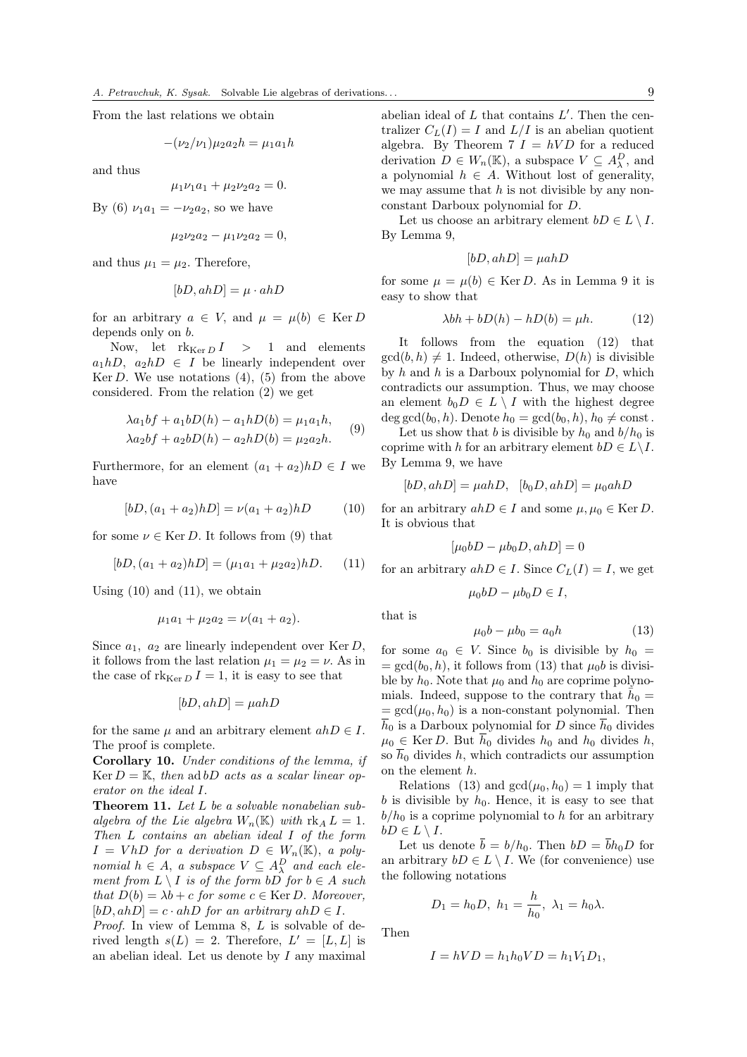From the last relations we obtain

$$-(\nu_2/\nu_1)\mu_2 a_2 h = \mu_1 a_1 h$$

and thus

$$\mu_1\nu_1 a_1 + \mu_2\nu_2 a_2 = 0.$$

By (6) $\nu_1 a_1 = -\nu_2 a_2$, so we have

$$\mu_2\nu_2 a_2 - \mu_1\nu_2 a_2 = 0,$$

and thus $\mu_1 = \mu_2$. Therefore,

$$[bD, ahD] = \mu \cdot ahD$$

for an arbitrary $a \in V$, and $\mu = \mu(b) \in \operatorname{Ker} D$ depends only on $b$.

Now, let $\operatorname{rk}_{\operatorname{Ker} D} I > 1$ and elements $a_1hD,\ a_2hD \in I$ be linearly independent over $\operatorname{Ker} D$. We use notations (4), (5) from the above considered. From the relation (2) we get

$$\begin{aligned} \lambda a_1 bf + a_1 bD(h) - a_1 hD(b) &= \mu_1 a_1 h, \\ \lambda a_2 bf + a_2 bD(h) - a_2 hD(b) &= \mu_2 a_2 h. \end{aligned} \tag{9}$$

Furthermore, for an element $(a_1 + a_2)hD \in I$ we have

$$[bD, (a_1 + a_2)hD] = \nu(a_1 + a_2)hD \tag{10}$$

for some $\nu \in \operatorname{Ker} D$. It follows from (9) that

$$[bD, (a_1 + a_2)hD] = (\mu_1 a_1 + \mu_2 a_2)hD. \tag{11}$$

Using (10) and (11), we obtain

$$\mu_1 a_1 + \mu_2 a_2 = \nu(a_1 + a_2).$$

Since $a_1,\ a_2$ are linearly independent over $\operatorname{Ker} D$, it follows from the last relation $\mu_1 = \mu_2 = \nu$. As in the case of $\operatorname{rk}_{\operatorname{Ker} D} I = 1$, it is easy to see that

$$[bD, ahD] = \mu ahD$$

for the same $\mu$ and an arbitrary element $ahD \in I$. The proof is complete.

**Corollary 10.** *Under conditions of the lemma, if $\operatorname{Ker} D = \mathbb{K}$, then $\operatorname{ad} bD$ acts as a scalar linear operator on the ideal $I$.*

**Theorem 11.** *Let $L$ be a solvable nonabelian subalgebra of the Lie algebra $W_n(\mathbb{K})$ with $\operatorname{rk}_A L = 1$. Then $L$ contains an abelian ideal $I$ of the form $I = VhD$ for a derivation $D \in W_n(\mathbb{K})$, a polynomial $h \in A$, a subspace $V \subseteq A^D_\lambda$ and each element from $L \setminus I$ is of the form $bD$ for $b \in A$ such that $D(b) = \lambda b + c$ for some $c \in \operatorname{Ker} D$. Moreover, $[bD, ahD] = c \cdot ahD$ for an arbitrary $ahD \in I$.*

*Proof.* In view of Lemma 8, $L$ is solvable of derived length $s(L) = 2$. Therefore, $L' = [L, L]$ is an abelian ideal. Let us denote by $I$ any maximal abelian ideal of $L$ that contains $L'$. Then the centralizer $C_L(I) = I$ and $L/I$ is an abelian quotient algebra. By Theorem 7 $I = hVD$ for a reduced derivation $D \in W_n(\mathbb{K})$, a subspace $V \subseteq A^D_\lambda$, and a polynomial $h \in A$. Without lost of generality, we may assume that $h$ is not divisible by any nonconstant Darboux polynomial for $D$.

Let us choose an arbitrary element $bD \in L \setminus I$. By Lemma 9,

$$[bD, ahD] = \mu ahD$$

for some $\mu = \mu(b) \in \operatorname{Ker} D$. As in Lemma 9 it is easy to show that

$$\lambda bh + bD(h) - hD(b) = \mu h. \tag{12}$$

It follows from the equation (12) that $\gcd(b, h) \neq 1$. Indeed, otherwise, $D(h)$ is divisible by $h$ and $h$ is a Darboux polynomial for $D$, which contradicts our assumption. Thus, we may choose an element $b_0 D \in L \setminus I$ with the highest degree $\deg \gcd(b_0, h)$. Denote $h_0 = \gcd(b_0, h)$, $h_0 \neq \text{const}$.

Let us show that $b$ is divisible by $h_0$ and $b/h_0$ is coprime with $h$ for an arbitrary element $bD \in L \setminus I$. By Lemma 9, we have

$$[bD, ahD] = \mu ahD, \quad [b_0 D, ahD] = \mu_0 ahD$$

for an arbitrary $ahD \in I$ and some $\mu, \mu_0 \in \operatorname{Ker} D$. It is obvious that

$$[\mu_0 bD - \mu b_0 D, ahD] = 0$$

for an arbitrary $ahD \in I$. Since $C_L(I) = I$, we get

$$\mu_0 bD - \mu b_0 D \in I,$$

that is

$$\mu_0 b - \mu b_0 = a_0 h \tag{13}$$

for some $a_0 \in V$. Since $b_0$ is divisible by $h_0 = \gcd(b_0, h)$, it follows from (13) that $\mu_0 b$ is divisible by $h_0$. Note that $\mu_0$ and $h_0$ are coprime polynomials. Indeed, suppose to the contrary that $\overline{h}_0 = \gcd(\mu_0, h_0)$ is a non-constant polynomial. Then $\overline{h}_0$ is a Darboux polynomial for $D$ since $\overline{h}_0$ divides $\mu_0 \in \operatorname{Ker} D$. But $\overline{h}_0$ divides $h_0$ and $h_0$ divides $h$, so $\overline{h}_0$ divides $h$, which contradicts our assumption on the element $h$.

Relations (13) and $\gcd(\mu_0, h_0) = 1$ imply that $b$ is divisible by $h_0$. Hence, it is easy to see that $b/h_0$ is a coprime polynomial to $h$ for an arbitrary $bD \in L \setminus I$.

Let us denote $\overline{b} = b/h_0$. Then $bD = \overline{b} h_0 D$ for an arbitrary $bD \in L \setminus I$. We (for convenience) use the following notations

$$D_1 = h_0 D,\ h_1 = \frac{h}{h_0},\ \lambda_1 = h_0 \lambda.$$

Then

$$I = hVD = h_1 h_0 VD = h_1 V_1 D_1,$$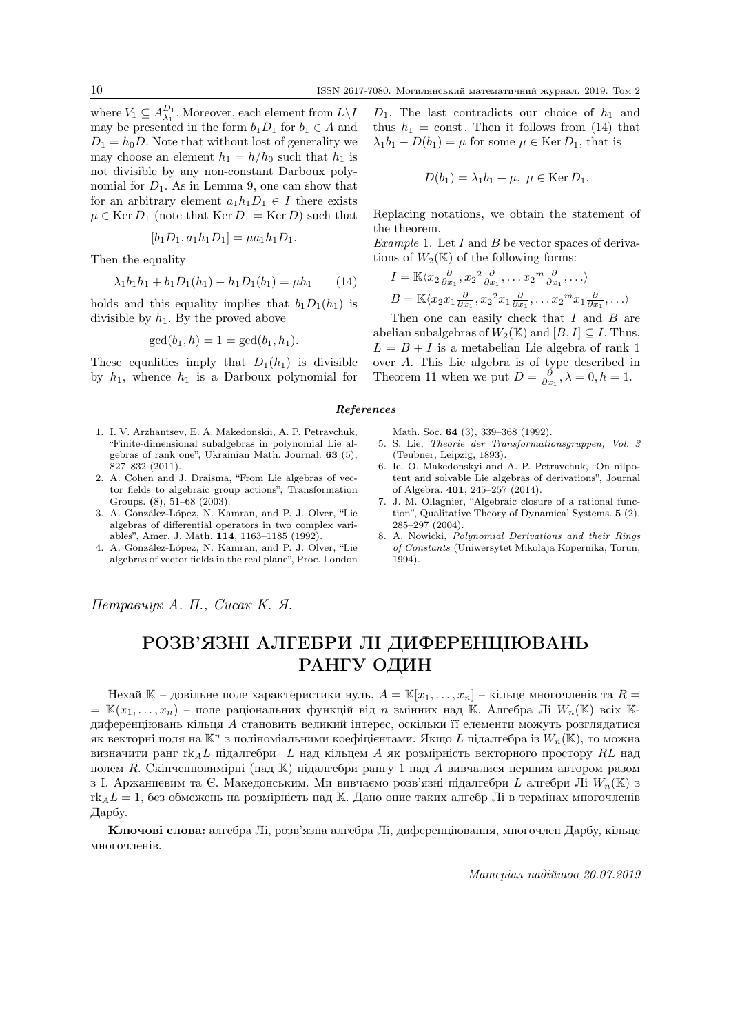where $V_1 \subseteq A_{\lambda_1}^{D_1}$. Moreover, each element from $L \setminus I$ may be presented in the form $b_1 D_1$ for $b_1 \in A$ and $D_1 = h_0 D$. Note that without lost of generality we may choose an element $h_1 = h/h_0$ such that $h_1$ is not divisible by any non-constant Darboux polynomial for $D_1$. As in Lemma 9, one can show that for an arbitrary element $a_1 h_1 D_1 \in I$ there exists $\mu \in \operatorname{Ker} D_1$ (note that $\operatorname{Ker} D_1 = \operatorname{Ker} D$) such that

$$[b_1 D_1, a_1 h_1 D_1] = \mu a_1 h_1 D_1.$$

Then the equality

$$\lambda_1 b_1 h_1 + b_1 D_1(h_1) - h_1 D_1(b_1) = \mu h_1 \qquad (14)$$

holds and this equality implies that $b_1 D_1(h_1)$ is divisible by $h_1$. By the proved above

$$\gcd(b_1, h) = 1 = \gcd(b_1, h_1).$$

These equalities imply that $D_1(h_1)$ is divisible by $h_1$, whence $h_1$ is a Darboux polynomial for $D_1$. The last contradicts our choice of $h_1$ and thus $h_1 = \text{const}$. Then it follows from (14) that $\lambda_1 b_1 - D(b_1) = \mu$ for some $\mu \in \operatorname{Ker} D_1$, that is

$$D(b_1) = \lambda_1 b_1 + \mu, \ \mu \in \operatorname{Ker} D_1.$$

Replacing notations, we obtain the statement of the theorem.

*Example* 1. Let $I$ and $B$ be vector spaces of derivations of $W_2(\mathbb{K})$ of the following forms:

$$I = \mathbb{K}\langle x_2 \tfrac{\partial}{\partial x_1}, {x_2}^2 \tfrac{\partial}{\partial x_1}, \dots {x_2}^m \tfrac{\partial}{\partial x_1}, \dots \rangle$$

$$B = \mathbb{K}\langle x_2 x_1 \tfrac{\partial}{\partial x_1}, {x_2}^2 x_1 \tfrac{\partial}{\partial x_1}, \dots {x_2}^m x_1 \tfrac{\partial}{\partial x_1}, \dots \rangle$$

Then one can easily check that $I$ and $B$ are abelian subalgebras of $W_2(\mathbb{K})$ and $[B, I] \subseteq I$. Thus, $L = B + I$ is a metabelian Lie algebra of rank 1 over $A$. This Lie algebra is of type described in Theorem 11 when we put $D = \frac{\partial}{\partial x_1}, \lambda = 0, h = 1$.

## References

1. I. V. Arzhantsev, E. A. Makedonskii, A. P. Petravchuk, "Finite-dimensional subalgebras in polynomial Lie algebras of rank one", Ukrainian Math. Journal. **63** (5), 827–832 (2011).
2. A. Cohen and J. Draisma, "From Lie algebras of vector fields to algebraic group actions", Transformation Groups. **(**8), 51–68 (2003).
3. A. González-López, N. Kamran, and P. J. Olver, "Lie algebras of differential operators in two complex variables", Amer. J. Math. **114**, 1163–1185 (1992).
4. A. González-López, N. Kamran, and P. J. Olver, "Lie algebras of vector fields in the real plane", Proc. London Math. Soc. **64** (3), 339–368 (1992).
5. S. Lie, *Theorie der Transformationsgruppen, Vol. 3* (Teubner, Leipzig, 1893).
6. Ie. O. Makedonskyi and A. P. Petravchuk, "On nilpotent and solvable Lie algebras of derivations", Journal of Algebra. **401**, 245–257 (2014).
7. J. M. Ollagnier, "Algebraic closure of a rational function", Qualitative Theory of Dynamical Systems. **5** (2), 285–297 (2004).
8. A. Nowicki, *Polynomial Derivations and their Rings of Constants* (Uniwersytet Mikolaja Kopernika, Torun, 1994).

*Петравчук А. П., Сисак К. Я.*

# РОЗВ'ЯЗНІ АЛГЕБРИ ЛІ ДИФЕРЕНЦІЮВАНЬ РАНГУ ОДИН

Нехай $\mathbb{K}$ – довільне поле характеристики нуль, $A = \mathbb{K}[x_1, \dots, x_n]$ – кільце многочленів та $R = \mathbb{K}(x_1, \dots, x_n)$ – поле раціональних функцій від $n$ змінних над $\mathbb{K}$. Алгебра Лі $W_n(\mathbb{K})$ всіх $\mathbb{K}$-диференціювань кільця $A$ становить великий інтерес, оскільки її елементи можуть розглядатися як векторні поля на $\mathbb{K}^n$ з поліноміальними коефіцієнтами. Якщо $L$ підалгебра із $W_n(\mathbb{K})$, то можна визначити ранг $\operatorname{rk}_A L$ підалгебри $L$ над кільцем $A$ як розмірність векторного простору $RL$ над полем $R$. Скінченновимірні (над $\mathbb{K}$) підалгебри рангу 1 над $A$ вивчалися першим автором разом з І. Аржанцевим та Є. Македонським. Ми вивчаємо розв'язні підалгебри $L$ алгебри Лі $W_n(\mathbb{K})$ з $\operatorname{rk}_A L = 1$, без обмежень на розмірність над $\mathbb{K}$. Дано опис таких алгебр Лі в термінах многочленів Дарбу.

**Ключові слова:** алгебра Лі, розв'язна алгебра Лі, диференціювання, многочлен Дарбу, кільце многочленів.

*Матеріал надійшов 20.07.2019*